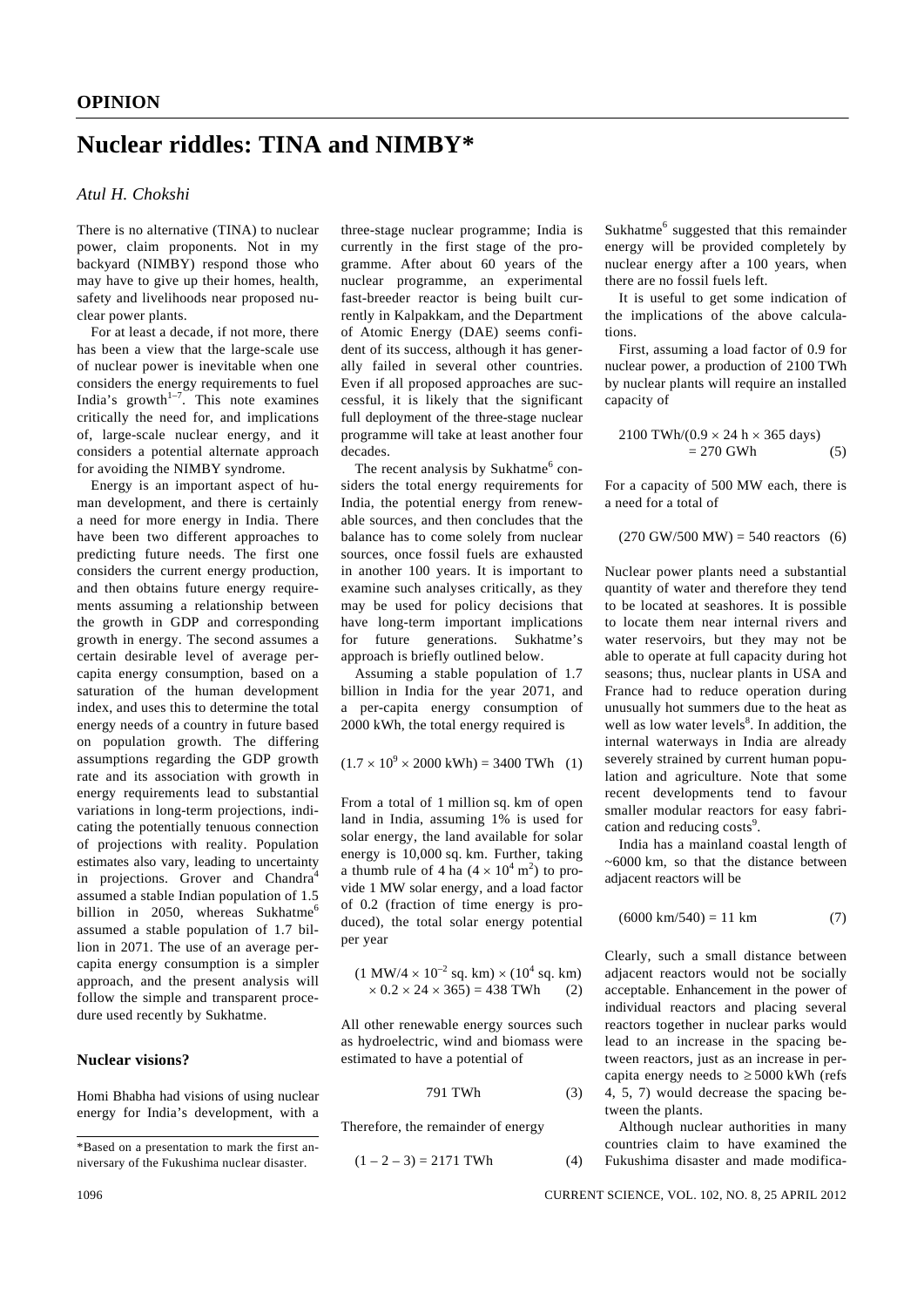**OPINION**

# Nuclear riddles: TINA and NIMBY*

*Atul H. Chokshi*

There is no alternative (TINA) to nuclear power, claim proponents. Not in my backyard (NIMBY) respond those who may have to give up their homes, health, safety and livelihoods near proposed nuclear power plants.

For at least a decade, if not more, there has been a view that the large-scale use of nuclear power is inevitable when one considers the energy requirements to fuel India's growth[1–7]. This note examines critically the need for, and implications of, large-scale nuclear energy, and it considers a potential alternate approach for avoiding the NIMBY syndrome.

Energy is an important aspect of human development, and there is certainly a need for more energy in India. There have been two different approaches to predicting future needs. The first one considers the current energy production, and then obtains future energy requirements assuming a relationship between the growth in GDP and corresponding growth in energy. The second assumes a certain desirable level of average per-capita energy consumption, based on a saturation of the human development index, and uses this to determine the total energy needs of a country in future based on population growth. The differing assumptions regarding the GDP growth rate and its association with growth in energy requirements lead to substantial variations in long-term projections, indicating the potentially tenuous connection of projections with reality. Population estimates also vary, leading to uncertainty in projections. Grover and Chandra[4] assumed a stable Indian population of 1.5 billion in 2050, whereas Sukhatme[6] assumed a stable population of 1.7 billion in 2071. The use of an average per-capita energy consumption is a simpler approach, and the present analysis will follow the simple and transparent procedure used recently by Sukhatme.

## Nuclear visions?

Homi Bhabha had visions of using nuclear energy for India's development, with a three-stage nuclear programme; India is currently in the first stage of the programme. After about 60 years of the nuclear programme, an experimental fast-breeder reactor is being built currently in Kalpakkam, and the Department of Atomic Energy (DAE) seems confident of its success, although it has generally failed in several other countries. Even if all proposed approaches are successful, it is likely that the significant full deployment of the three-stage nuclear programme will take at least another four decades.

The recent analysis by Sukhatme[6] considers the total energy requirements for India, the potential energy from renewable sources, and then concludes that the balance has to come solely from nuclear sources, once fossil fuels are exhausted in another 100 years. It is important to examine such analyses critically, as they may be used for policy decisions that have long-term important implications for future generations. Sukhatme's approach is briefly outlined below.

Assuming a stable population of 1.7 billion in India for the year 2071, and a per-capita energy consumption of 2000 kWh, the total energy required is

$$(1.7 \times 10^9 \times 2000 \text{ kWh}) = 3400 \text{ TWh} \quad (1)$$

From a total of 1 million sq. km of open land in India, assuming 1% is used for solar energy, the land available for solar energy is 10,000 sq. km. Further, taking a thumb rule of 4 ha ($4 \times 10^4$ m$^2$) to provide 1 MW solar energy, and a load factor of 0.2 (fraction of time energy is produced), the total solar energy potential per year

$$(1 \text{ MW}/4 \times 10^{-2} \text{ sq. km}) \times (10^4 \text{ sq. km}) \times 0.2 \times 24 \times 365) = 438 \text{ TWh} \quad (2)$$

All other renewable energy sources such as hydroelectric, wind and biomass were estimated to have a potential of

$$791 \text{ TWh} \quad (3)$$

Therefore, the remainder of energy

$$(1 - 2 - 3) = 2171 \text{ TWh} \quad (4)$$

Sukhatme[6] suggested that this remainder energy will be provided completely by nuclear energy after a 100 years, when there are no fossil fuels left.

It is useful to get some indication of the implications of the above calculations.

First, assuming a load factor of 0.9 for nuclear power, a production of 2100 TWh by nuclear plants will require an installed capacity of

$$2100 \text{ TWh}/(0.9 \times 24 \text{ h} \times 365 \text{ days}) = 270 \text{ GWh} \quad (5)$$

For a capacity of 500 MW each, there is a need for a total of

$$(270 \text{ GW}/500 \text{ MW}) = 540 \text{ reactors} \quad (6)$$

Nuclear power plants need a substantial quantity of water and therefore they tend to be located at seashores. It is possible to locate them near internal rivers and water reservoirs, but they may not be able to operate at full capacity during hot seasons; thus, nuclear plants in USA and France had to reduce operation during unusually hot summers due to the heat as well as low water levels[8]. In addition, the internal waterways in India are already severely strained by current human population and agriculture. Note that some recent developments tend to favour smaller modular reactors for easy fabrication and reducing costs[9].

India has a mainland coastal length of ~6000 km, so that the distance between adjacent reactors will be

$$(6000 \text{ km}/540) = 11 \text{ km} \quad (7)$$

Clearly, such a small distance between adjacent reactors would not be socially acceptable. Enhancement in the power of individual reactors and placing several reactors together in nuclear parks would lead to an increase in the spacing between reactors, just as an increase in per-capita energy needs to $\geq 5000$ kWh (refs 4, 5, 7) would decrease the spacing between the plants.

Although nuclear authorities in many countries claim to have examined the Fukushima disaster and made modifica-

*Based on a presentation to mark the first anniversary of the Fukushima nuclear disaster.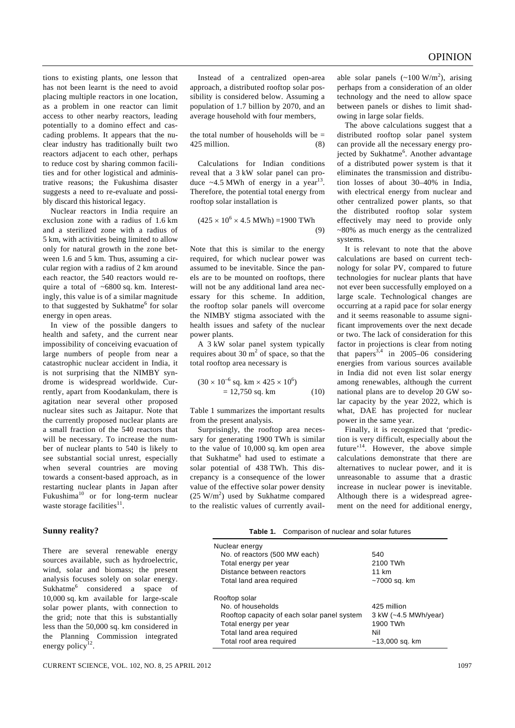tions to existing plants, one lesson that has not been learnt is the need to avoid placing multiple reactors in one location, as a problem in one reactor can limit access to other nearby reactors, leading potentially to a domino effect and cascading problems. It appears that the nuclear industry has traditionally built two reactors adjacent to each other, perhaps to reduce cost by sharing common facilities and for other logistical and administrative reasons; the Fukushima disaster suggests a need to re-evaluate and possibly discard this historical legacy.

Nuclear reactors in India require an exclusion zone with a radius of 1.6 km and a sterilized zone with a radius of 5 km, with activities being limited to allow only for natural growth in the zone between 1.6 and 5 km. Thus, assuming a circular region with a radius of 2 km around each reactor, the 540 reactors would require a total of ~6800 sq. km. Interestingly, this value is of a similar magnitude to that suggested by Sukhatme[6] for solar energy in open areas.

In view of the possible dangers to health and safety, and the current near impossibility of conceiving evacuation of large numbers of people from near a catastrophic nuclear accident in India, it is not surprising that the NIMBY syndrome is widespread worldwide. Currently, apart from Koodankulam, there is agitation near several other proposed nuclear sites such as Jaitapur. Note that the currently proposed nuclear plants are a small fraction of the 540 reactors that will be necessary. To increase the number of nuclear plants to 540 is likely to see substantial social unrest, especially when several countries are moving towards a consent-based approach, as in restarting nuclear plants in Japan after Fukushima[10] or for long-term nuclear waste storage facilities[11].

## Sunny reality?

There are several renewable energy sources available, such as hydroelectric, wind, solar and biomass; the present analysis focuses solely on solar energy. Sukhatme[6] considered a space of 10,000 sq. km available for large-scale solar power plants, with connection to the grid; note that this is substantially less than the 50,000 sq. km considered in the Planning Commission integrated energy policy[12].

Instead of a centralized open-area approach, a distributed rooftop solar possibility is considered below. Assuming a population of 1.7 billion by 2070, and an average household with four members,

the total number of households will be = 425 million. (8)

Calculations for Indian conditions reveal that a 3 kW solar panel can produce ~4.5 MWh of energy in a year[13]. Therefore, the potential total energy from rooftop solar installation is

$$(425 \times 10^6 \times 4.5 \text{ MWh}) = 1900 \text{ TWh} \quad (9)$$

Note that this is similar to the energy required, for which nuclear power was assumed to be inevitable. Since the panels are to be mounted on rooftops, there will not be any additional land area necessary for this scheme. In addition, the rooftop solar panels will overcome the NIMBY stigma associated with the health issues and safety of the nuclear power plants.

A 3 kW solar panel system typically requires about 30 $m^2$ of space, so that the total rooftop area necessary is

$$(30 \times 10^{-6} \text{ sq. km} \times 425 \times 10^6) = 12{,}750 \text{ sq. km} \quad (10)$$

Table 1 summarizes the important results from the present analysis.

Surprisingly, the rooftop area necessary for generating 1900 TWh is similar to the value of 10,000 sq. km open area that Sukhatme[6] had used to estimate a solar potential of 438 TWh. This discrepancy is a consequence of the lower value of the effective solar power density (25 $W/m^2$) used by Sukhatme compared to the realistic values of currently available solar panels (~100 $W/m^2$), arising perhaps from a consideration of an older technology and the need to allow space between panels or dishes to limit shadowing in large solar fields.

The above calculations suggest that a distributed rooftop solar panel system can provide all the necessary energy projected by Sukhatme[6]. Another advantage of a distributed power system is that it eliminates the transmission and distribution losses of about 30–40% in India, with electrical energy from nuclear and other centralized power plants, so that the distributed rooftop solar system effectively may need to provide only ~80% as much energy as the centralized systems.

It is relevant to note that the above calculations are based on current technology for solar PV, compared to future technologies for nuclear plants that have not ever been successfully employed on a large scale. Technological changes are occurring at a rapid pace for solar energy and it seems reasonable to assume significant improvements over the next decade or two. The lack of consideration for this factor in projections is clear from noting that papers[3,4] in 2005–06 considering energies from various sources available in India did not even list solar energy among renewables, although the current national plans are to develop 20 GW solar capacity by the year 2022, which is what, DAE has projected for nuclear power in the same year.

Finally, it is recognized that 'prediction is very difficult, especially about the future'[14]. However, the above simple calculations demonstrate that there are alternatives to nuclear power, and it is unreasonable to assume that a drastic increase in nuclear power is inevitable. Although there is a widespread agreement on the need for additional energy,

**Table 1.** Comparison of nuclear and solar futures

| | |
|---|---|
| Nuclear energy | |
| No. of reactors (500 MW each) | 540 |
| Total energy per year | 2100 TWh |
| Distance between reactors | 11 km |
| Total land area required | ~7000 sq. km |
| Rooftop solar | |
| No. of households | 425 million |
| Rooftop capacity of each solar panel system | 3 kW (~4.5 MWh/year) |
| Total energy per year | 1900 TWh |
| Total land area required | Nil |
| Total roof area required | ~13,000 sq. km |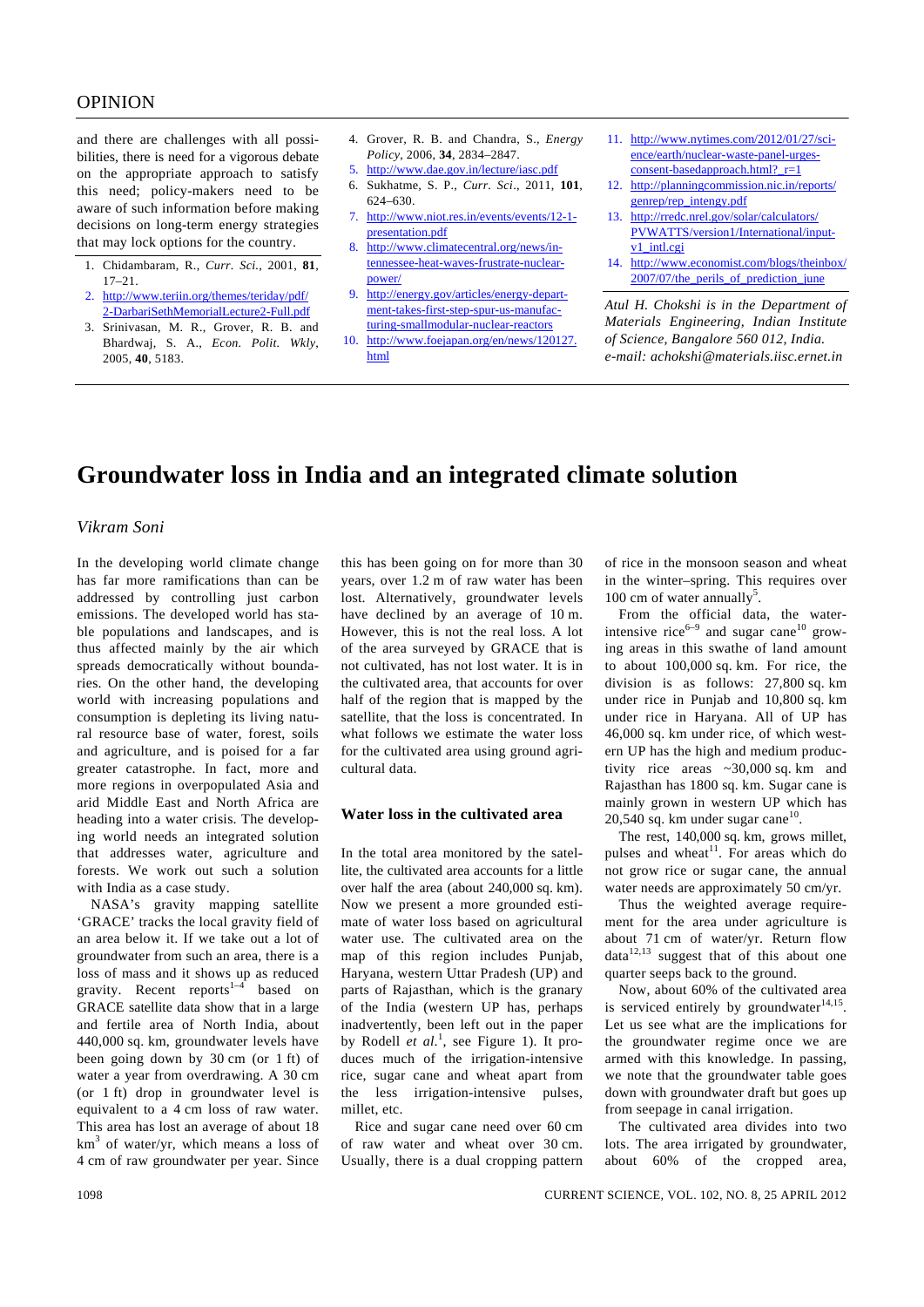and there are challenges with all possibilities, there is need for a vigorous debate on the appropriate approach to satisfy this need; policy-makers need to be aware of such information before making decisions on long-term energy strategies that may lock options for the country.

1. Chidambaram, R., *Curr. Sci.*, 2001, **81**, 17–21.
2. http://www.teriin.org/themes/teriday/pdf/2-DarbariSethMemorialLecture2-Full.pdf
3. Srinivasan, M. R., Grover, R. B. and Bhardwaj, S. A., *Econ. Polit. Wkly*, 2005, **40**, 5183.
4. Grover, R. B. and Chandra, S., *Energy Policy*, 2006, **34**, 2834–2847.
5. http://www.dae.gov.in/lecture/iasc.pdf
6. Sukhatme, S. P., *Curr. Sci.*, 2011, **101**, 624–630.
7. http://www.niot.res.in/events/events/12-1-presentation.pdf
8. http://www.climatecentral.org/news/in-tennessee-heat-waves-frustrate-nuclear-power/
9. http://energy.gov/articles/energy-department-takes-first-step-spur-us-manufacturing-smallmodular-nuclear-reactors
10. http://www.foejapan.org/en/news/120127.html
11. http://www.nytimes.com/2012/01/27/science/earth/nuclear-waste-panel-urges-consent-basedapproach.html?_r=1
12. http://planningcommission.nic.in/reports/genrep/rep_intengy.pdf
13. http://rredc.nrel.gov/solar/calculators/PVWATTS/version1/International/input-v1_intl.cgi
14. http://www.economist.com/blogs/theinbox/2007/07/the_perils_of_prediction_june

*Atul H. Chokshi is in the Department of Materials Engineering, Indian Institute of Science, Bangalore 560 012, India.*
*e-mail: achokshi@materials.iisc.ernet.in*

# Groundwater loss in India and an integrated climate solution

*Vikram Soni*

In the developing world climate change has far more ramifications than can be addressed by controlling just carbon emissions. The developed world has stable populations and landscapes, and is thus affected mainly by the air which spreads democratically without boundaries. On the other hand, the developing world with increasing populations and consumption is depleting its living natural resource base of water, forest, soils and agriculture, and is poised for a far greater catastrophe. In fact, more and more regions in overpopulated Asia and arid Middle East and North Africa are heading into a water crisis. The developing world needs an integrated solution that addresses water, agriculture and forests. We work out such a solution with India as a case study.

NASA's gravity mapping satellite 'GRACE' tracks the local gravity field of an area below it. If we take out a lot of groundwater from such an area, there is a loss of mass and it shows up as reduced gravity. Recent reports[1–4] based on GRACE satellite data show that in a large and fertile area of North India, about 440,000 sq. km, groundwater levels have been going down by 30 cm (or 1 ft) of water a year from overdrawing. A 30 cm (or 1 ft) drop in groundwater level is equivalent to a 4 cm loss of raw water. This area has lost an average of about 18 $km^3$ of water/yr, which means a loss of 4 cm of raw groundwater per year. Since this has been going on for more than 30 years, over 1.2 m of raw water has been lost. Alternatively, groundwater levels have declined by an average of 10 m. However, this is not the real loss. A lot of the area surveyed by GRACE that is not cultivated, has not lost water. It is in the cultivated area, that accounts for over half of the region that is mapped by the satellite, that the loss is concentrated. In what follows we estimate the water loss for the cultivated area using ground agricultural data.

## Water loss in the cultivated area

In the total area monitored by the satellite, the cultivated area accounts for a little over half the area (about 240,000 sq. km). Now we present a more grounded estimate of water loss based on agricultural water use. The cultivated area on the map of this region includes Punjab, Haryana, western Uttar Pradesh (UP) and parts of Rajasthan, which is the granary of the India (western UP has, perhaps inadvertently, been left out in the paper by Rodell *et al.*[1], see Figure 1). It produces much of the irrigation-intensive rice, sugar cane and wheat apart from the less irrigation-intensive pulses, millet, etc.

Rice and sugar cane need over 60 cm of raw water and wheat over 30 cm. Usually, there is a dual cropping pattern of rice in the monsoon season and wheat in the winter–spring. This requires over 100 cm of water annually[5].

From the official data, the water-intensive rice[6–9] and sugar cane[10] growing areas in this swathe of land amount to about 100,000 sq. km. For rice, the division is as follows: 27,800 sq. km under rice in Punjab and 10,800 sq. km under rice in Haryana. All of UP has 46,000 sq. km under rice, of which western UP has the high and medium productivity rice areas ~30,000 sq. km and Rajasthan has 1800 sq. km. Sugar cane is mainly grown in western UP which has 20,540 sq. km under sugar cane[10].

The rest, 140,000 sq. km, grows millet, pulses and wheat[11]. For areas which do not grow rice or sugar cane, the annual water needs are approximately 50 cm/yr.

Thus the weighted average requirement for the area under agriculture is about 71 cm of water/yr. Return flow data[12,13] suggest that of this about one quarter seeps back to the ground.

Now, about 60% of the cultivated area is serviced entirely by groundwater[14,15]. Let us see what are the implications for the groundwater regime once we are armed with this knowledge. In passing, we note that the groundwater table goes down with groundwater draft but goes up from seepage in canal irrigation.

The cultivated area divides into two lots. The area irrigated by groundwater, about 60% of the cropped area,